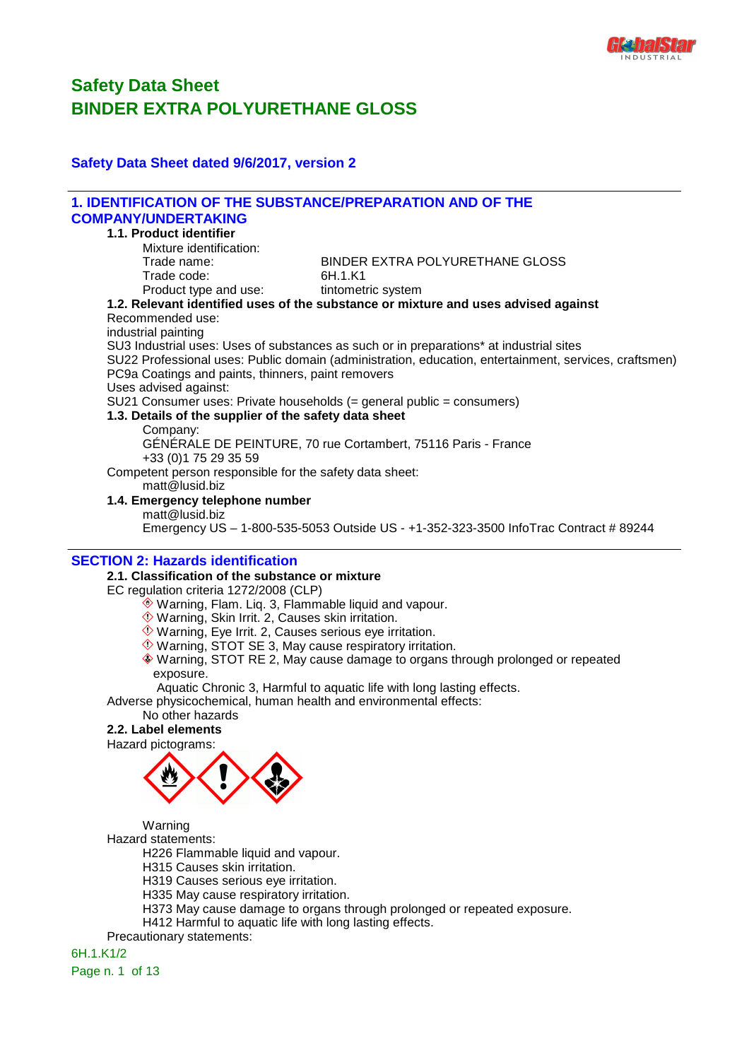# Safety Data Sheet
# BINDER EXTRA POLYURETHANE GLOSS

**Safety Data Sheet dated 9/6/2017, version 2**

## 1. IDENTIFICATION OF THE SUBSTANCE/PREPARATION AND OF THE COMPANY/UNDERTAKING

### 1.1. Product identifier

Mixture identification:

Trade name: BINDER EXTRA POLYURETHANE GLOSS
Trade code: 6H.1.K1
Product type and use: tintometric system

### 1.2. Relevant identified uses of the substance or mixture and uses advised against

Recommended use:
industrial painting
SU3 Industrial uses: Uses of substances as such or in preparations* at industrial sites
SU22 Professional uses: Public domain (administration, education, entertainment, services, craftsmen)
PC9a Coatings and paints, thinners, paint removers
Uses advised against:
SU21 Consumer uses: Private households (= general public = consumers)

### 1.3. Details of the supplier of the safety data sheet

Company:
GÉNÉRALE DE PEINTURE, 70 rue Cortambert, 75116 Paris - France
+33 (0)1 75 29 35 59

Competent person responsible for the safety data sheet:
matt@lusid.biz

### 1.4. Emergency telephone number

matt@lusid.biz
Emergency US – 1-800-535-5053 Outside US - +1-352-323-3500 InfoTrac Contract # 89244

## SECTION 2: Hazards identification

### 2.1. Classification of the substance or mixture

EC regulation criteria 1272/2008 (CLP)

- Warning, Flam. Liq. 3, Flammable liquid and vapour.
- Warning, Skin Irrit. 2, Causes skin irritation.
- Warning, Eye Irrit. 2, Causes serious eye irritation.
- Warning, STOT SE 3, May cause respiratory irritation.
- Warning, STOT RE 2, May cause damage to organs through prolonged or repeated exposure.
- Aquatic Chronic 3, Harmful to aquatic life with long lasting effects.

Adverse physicochemical, human health and environmental effects:
No other hazards

### 2.2. Label elements

Hazard pictograms:

Warning

Hazard statements:

H226 Flammable liquid and vapour.
H315 Causes skin irritation.
H319 Causes serious eye irritation.
H335 May cause respiratory irritation.
H373 May cause damage to organs through prolonged or repeated exposure.
H412 Harmful to aquatic life with long lasting effects.

Precautionary statements: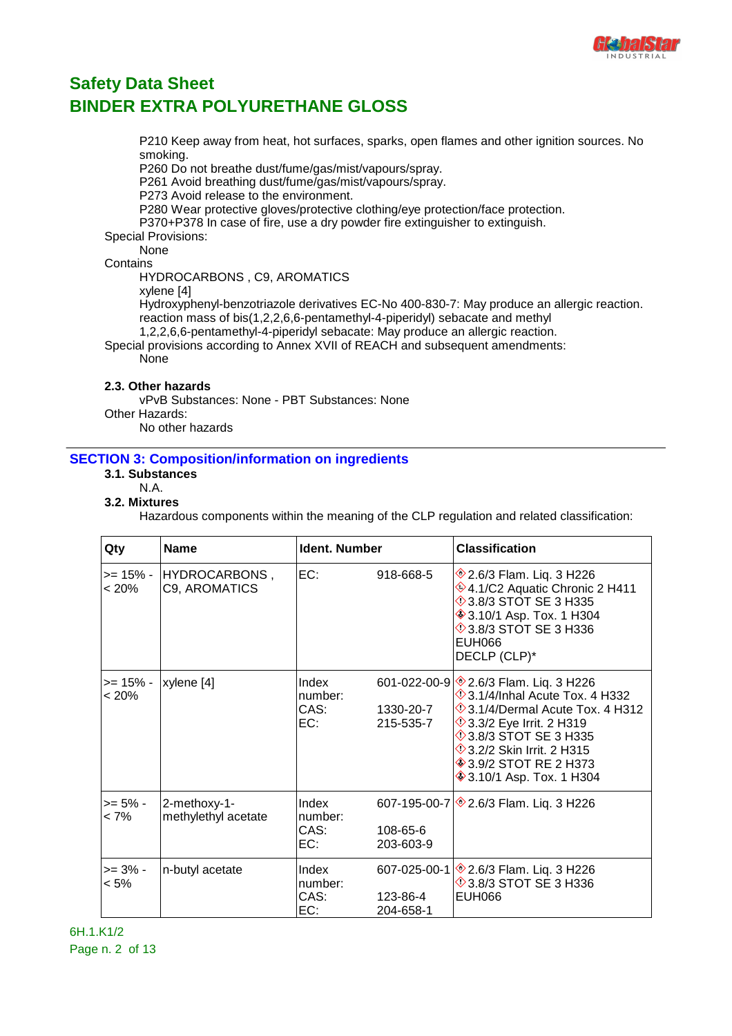P210 Keep away from heat, hot surfaces, sparks, open flames and other ignition sources. No smoking.
P260 Do not breathe dust/fume/gas/mist/vapours/spray.
P261 Avoid breathing dust/fume/gas/mist/vapours/spray.
P273 Avoid release to the environment.
P280 Wear protective gloves/protective clothing/eye protection/face protection.
P370+P378 In case of fire, use a dry powder fire extinguisher to extinguish.

Special Provisions:
None

Contains
HYDROCARBONS , C9, AROMATICS
xylene [4]
Hydroxyphenyl-benzotriazole derivatives EC-No 400-830-7: May produce an allergic reaction.
reaction mass of bis(1,2,2,6,6-pentamethyl-4-piperidyl) sebacate and methyl 1,2,2,6,6-pentamethyl-4-piperidyl sebacate: May produce an allergic reaction.

Special provisions according to Annex XVII of REACH and subsequent amendments:
None

### 2.3. Other hazards

vPvB Substances: None - PBT Substances: None

Other Hazards:
No other hazards

## SECTION 3: Composition/information on ingredients

### 3.1. Substances

N.A.

### 3.2. Mixtures

Hazardous components within the meaning of the CLP regulation and related classification:

| Qty | Name | Ident. Number | | Classification |
|---|---|---|---|---|
| >= 15% - < 20% | HYDROCARBONS , C9, AROMATICS | EC: | 918-668-5 | 2.6/3 Flam. Liq. 3 H226<br>4.1/C2 Aquatic Chronic 2 H411<br>3.8/3 STOT SE 3 H335<br>3.10/1 Asp. Tox. 1 H304<br>3.8/3 STOT SE 3 H336<br>EUH066<br>DECLP (CLP)* |
| >= 15% - < 20% | xylene [4] | Index number:<br>CAS:<br>EC: | 601-022-00-9<br>1330-20-7<br>215-535-7 | 2.6/3 Flam. Liq. 3 H226<br>3.1/4/Inhal Acute Tox. 4 H332<br>3.1/4/Dermal Acute Tox. 4 H312<br>3.3/2 Eye Irrit. 2 H319<br>3.8/3 STOT SE 3 H335<br>3.2/2 Skin Irrit. 2 H315<br>3.9/2 STOT RE 2 H373<br>3.10/1 Asp. Tox. 1 H304 |
| >= 5% - < 7% | 2-methoxy-1-methylethyl acetate | Index number:<br>CAS:<br>EC: | 607-195-00-7<br>108-65-6<br>203-603-9 | 2.6/3 Flam. Liq. 3 H226 |
| >= 3% - < 5% | n-butyl acetate | Index number:<br>CAS:<br>EC: | 607-025-00-1<br>123-86-4<br>204-658-1 | 2.6/3 Flam. Liq. 3 H226<br>3.8/3 STOT SE 3 H336<br>EUH066 |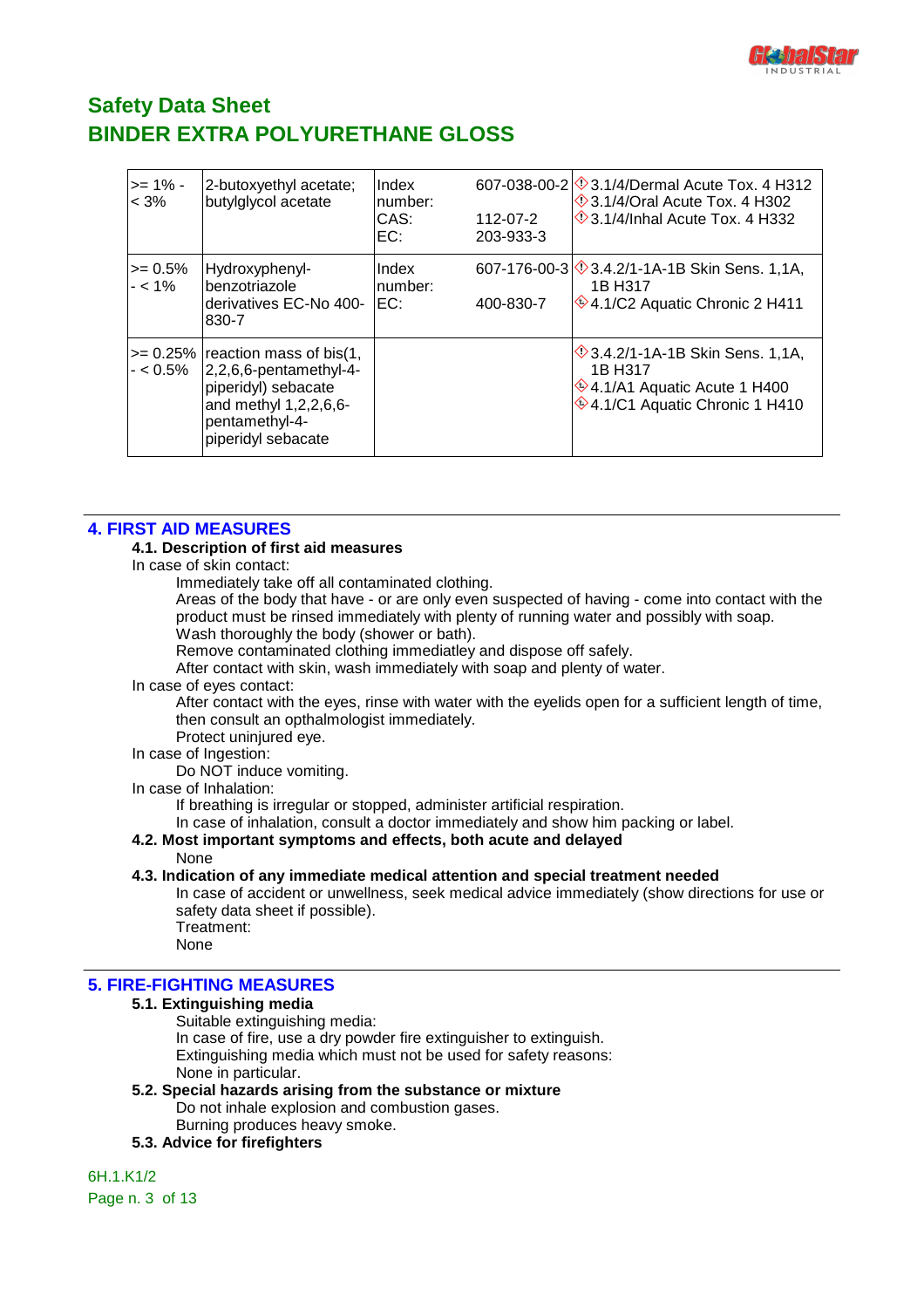# Safety Data Sheet

# BINDER EXTRA POLYURETHANE GLOSS

| | | | | |
|---|---|---|---|---|
| >= 1% - < 3% | 2-butoxyethyl acetate; butylglycol acetate | Index number: CAS: EC: | 607-038-00-2 112-07-2 203-933-3 | 3.1/4/Dermal Acute Tox. 4 H312 3.1/4/Oral Acute Tox. 4 H302 3.1/4/Inhal Acute Tox. 4 H332 |
| >= 0.5% - < 1% | Hydroxyphenyl-benzotriazole derivatives EC-No 400-830-7 | Index number: EC: | 607-176-00-3 400-830-7 | 3.4.2/1-1A-1B Skin Sens. 1,1A, 1B H317 4.1/C2 Aquatic Chronic 2 H411 |
| >= 0.25% - < 0.5% | reaction mass of bis(1,2,2,6,6-pentamethyl-4-piperidyl) sebacate and methyl 1,2,2,6,6-pentamethyl-4-piperidyl sebacate | | | 3.4.2/1-1A-1B Skin Sens. 1,1A, 1B H317 4.1/A1 Aquatic Acute 1 H400 4.1/C1 Aquatic Chronic 1 H410 |

## 4. FIRST AID MEASURES

### 4.1. Description of first aid measures

In case of skin contact:

Immediately take off all contaminated clothing.

Areas of the body that have - or are only even suspected of having - come into contact with the product must be rinsed immediately with plenty of running water and possibly with soap.

Wash thoroughly the body (shower or bath).

Remove contaminated clothing immediatley and dispose off safely.

After contact with skin, wash immediately with soap and plenty of water.

In case of eyes contact:

After contact with the eyes, rinse with water with the eyelids open for a sufficient length of time, then consult an opthalmologist immediately.

Protect uninjured eye.

In case of Ingestion:

Do NOT induce vomiting.

In case of Inhalation:

If breathing is irregular or stopped, administer artificial respiration.

In case of inhalation, consult a doctor immediately and show him packing or label.

### 4.2. Most important symptoms and effects, both acute and delayed

None

### 4.3. Indication of any immediate medical attention and special treatment needed

In case of accident or unwellness, seek medical advice immediately (show directions for use or safety data sheet if possible).

Treatment:

None

## 5. FIRE-FIGHTING MEASURES

### 5.1. Extinguishing media

Suitable extinguishing media:

In case of fire, use a dry powder fire extinguisher to extinguish.

Extinguishing media which must not be used for safety reasons:

None in particular.

### 5.2. Special hazards arising from the substance or mixture

Do not inhale explosion and combustion gases.

Burning produces heavy smoke.

### 5.3. Advice for firefighters

6H.1.K1/2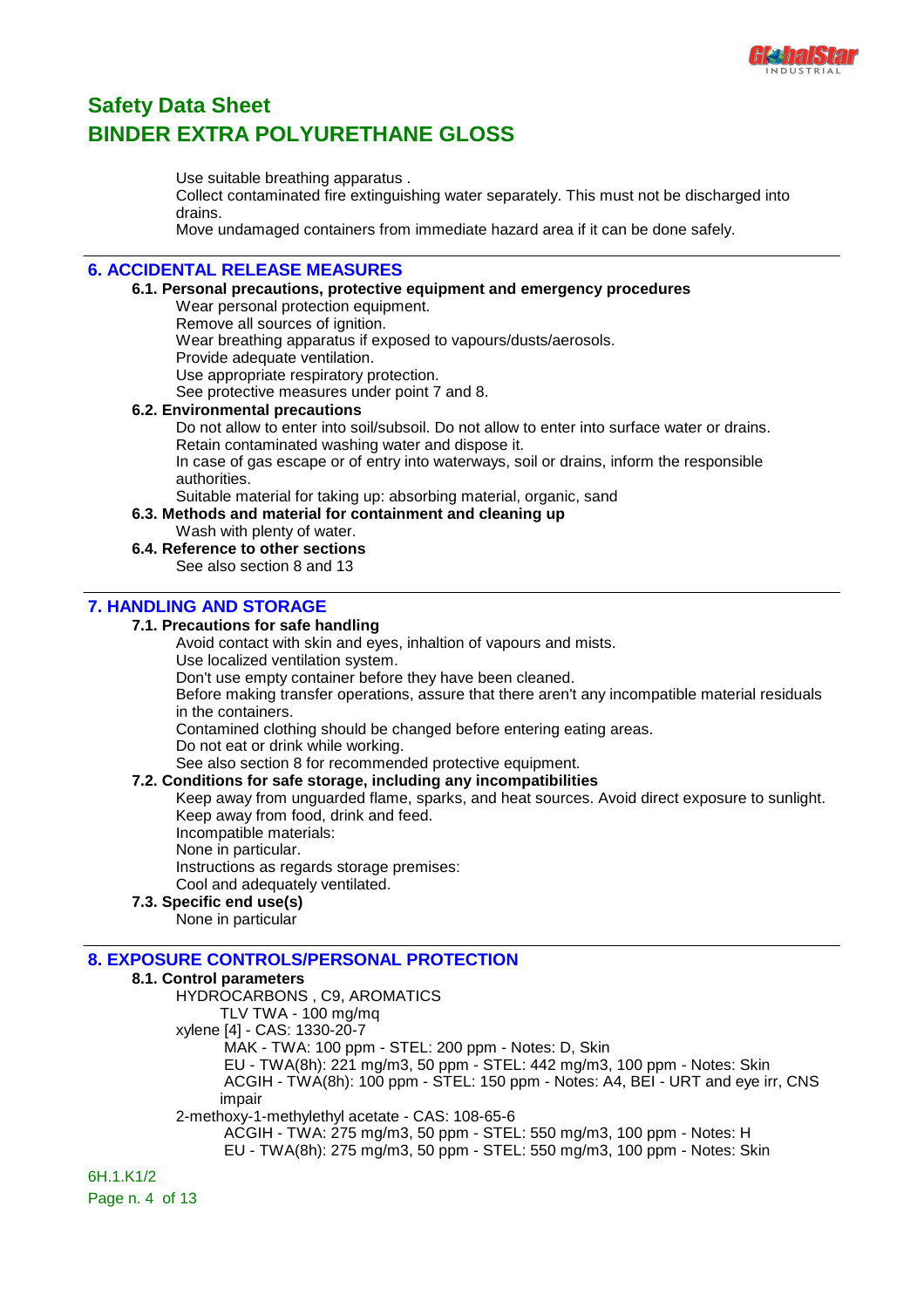Use suitable breathing apparatus .
Collect contaminated fire extinguishing water separately. This must not be discharged into drains.
Move undamaged containers from immediate hazard area if it can be done safely.

## 6. ACCIDENTAL RELEASE MEASURES

### 6.1. Personal precautions, protective equipment and emergency procedures

Wear personal protection equipment.
Remove all sources of ignition.
Wear breathing apparatus if exposed to vapours/dusts/aerosols.
Provide adequate ventilation.
Use appropriate respiratory protection.
See protective measures under point 7 and 8.

### 6.2. Environmental precautions

Do not allow to enter into soil/subsoil. Do not allow to enter into surface water or drains.
Retain contaminated washing water and dispose it.
In case of gas escape or of entry into waterways, soil or drains, inform the responsible authorities.
Suitable material for taking up: absorbing material, organic, sand

### 6.3. Methods and material for containment and cleaning up

Wash with plenty of water.

### 6.4. Reference to other sections

See also section 8 and 13

## 7. HANDLING AND STORAGE

### 7.1. Precautions for safe handling

Avoid contact with skin and eyes, inhaltion of vapours and mists.
Use localized ventilation system.
Don't use empty container before they have been cleaned.
Before making transfer operations, assure that there aren't any incompatible material residuals in the containers.
Contamined clothing should be changed before entering eating areas.
Do not eat or drink while working.
See also section 8 for recommended protective equipment.

### 7.2. Conditions for safe storage, including any incompatibilities

Keep away from unguarded flame, sparks, and heat sources. Avoid direct exposure to sunlight.
Keep away from food, drink and feed.
Incompatible materials:
None in particular.
Instructions as regards storage premises:
Cool and adequately ventilated.

### 7.3. Specific end use(s)

None in particular

## 8. EXPOSURE CONTROLS/PERSONAL PROTECTION

### 8.1. Control parameters

HYDROCARBONS , C9, AROMATICS
- TLV TWA - 100 mg/mq

xylene [4] - CAS: 1330-20-7
- MAK - TWA: 100 ppm - STEL: 200 ppm - Notes: D, Skin
- EU - TWA(8h): 221 mg/m3, 50 ppm - STEL: 442 mg/m3, 100 ppm - Notes: Skin
- ACGIH - TWA(8h): 100 ppm - STEL: 150 ppm - Notes: A4, BEI - URT and eye irr, CNS impair

2-methoxy-1-methylethyl acetate - CAS: 108-65-6
- ACGIH - TWA: 275 mg/m3, 50 ppm - STEL: 550 mg/m3, 100 ppm - Notes: H
- EU - TWA(8h): 275 mg/m3, 50 ppm - STEL: 550 mg/m3, 100 ppm - Notes: Skin

6H.1.K1/2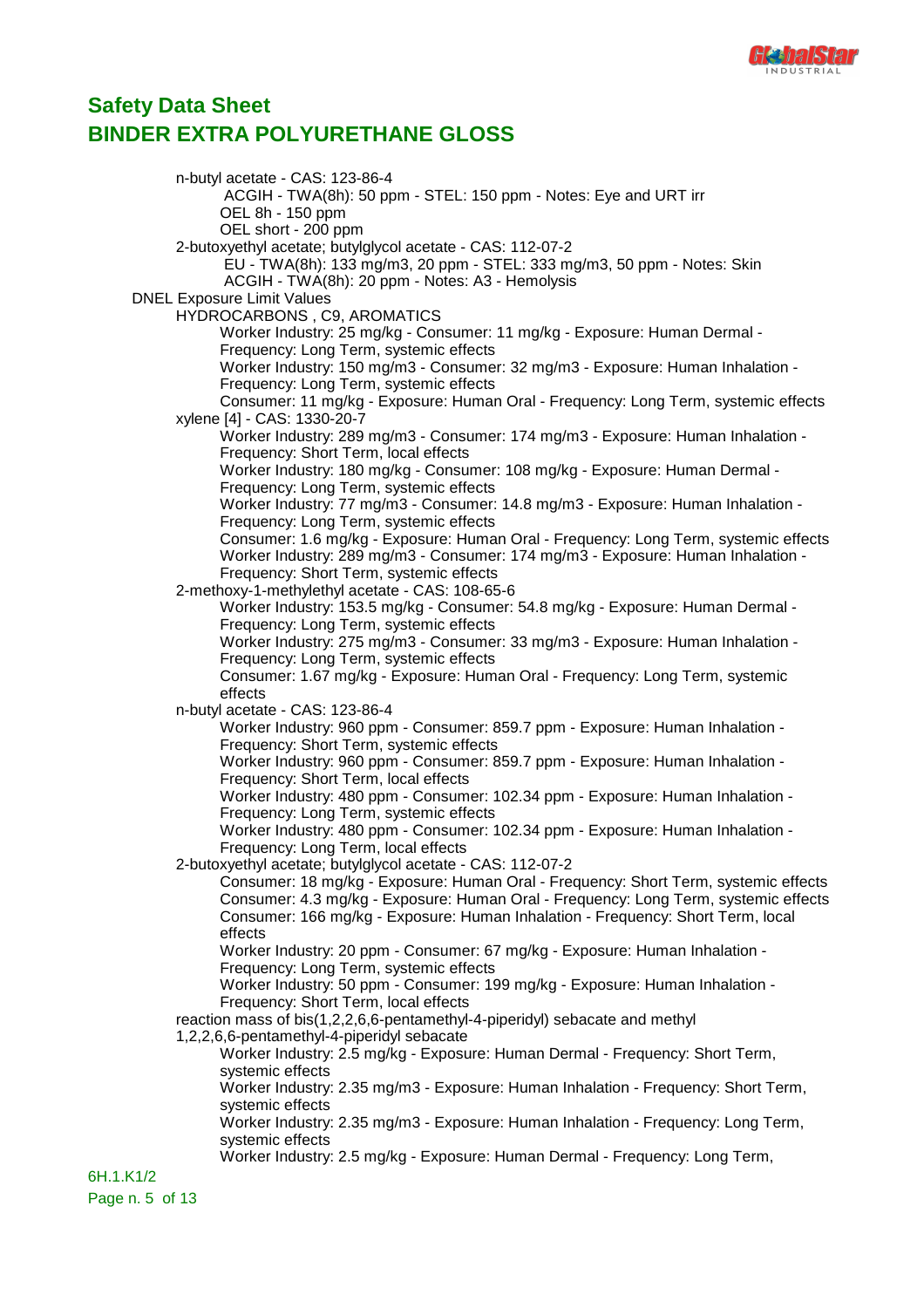n-butyl acetate - CAS: 123-86-4
- ACGIH - TWA(8h): 50 ppm - STEL: 150 ppm - Notes: Eye and URT irr
- OEL 8h - 150 ppm
- OEL short - 200 ppm

2-butoxyethyl acetate; butylglycol acetate - CAS: 112-07-2
- EU - TWA(8h): 133 mg/m3, 20 ppm - STEL: 333 mg/m3, 50 ppm - Notes: Skin
- ACGIH - TWA(8h): 20 ppm - Notes: A3 - Hemolysis

DNEL Exposure Limit Values

HYDROCARBONS , C9, AROMATICS
- Worker Industry: 25 mg/kg - Consumer: 11 mg/kg - Exposure: Human Dermal - Frequency: Long Term, systemic effects
- Worker Industry: 150 mg/m3 - Consumer: 32 mg/m3 - Exposure: Human Inhalation - Frequency: Long Term, systemic effects
- Consumer: 11 mg/kg - Exposure: Human Oral - Frequency: Long Term, systemic effects

xylene [4] - CAS: 1330-20-7
- Worker Industry: 289 mg/m3 - Consumer: 174 mg/m3 - Exposure: Human Inhalation - Frequency: Short Term, local effects
- Worker Industry: 180 mg/kg - Consumer: 108 mg/kg - Exposure: Human Dermal - Frequency: Long Term, systemic effects
- Worker Industry: 77 mg/m3 - Consumer: 14.8 mg/m3 - Exposure: Human Inhalation - Frequency: Long Term, systemic effects
- Consumer: 1.6 mg/kg - Exposure: Human Oral - Frequency: Long Term, systemic effects
- Worker Industry: 289 mg/m3 - Consumer: 174 mg/m3 - Exposure: Human Inhalation - Frequency: Short Term, systemic effects

2-methoxy-1-methylethyl acetate - CAS: 108-65-6
- Worker Industry: 153.5 mg/kg - Consumer: 54.8 mg/kg - Exposure: Human Dermal - Frequency: Long Term, systemic effects
- Worker Industry: 275 mg/m3 - Consumer: 33 mg/m3 - Exposure: Human Inhalation - Frequency: Long Term, systemic effects
- Consumer: 1.67 mg/kg - Exposure: Human Oral - Frequency: Long Term, systemic effects

n-butyl acetate - CAS: 123-86-4
- Worker Industry: 960 ppm - Consumer: 859.7 ppm - Exposure: Human Inhalation - Frequency: Short Term, systemic effects
- Worker Industry: 960 ppm - Consumer: 859.7 ppm - Exposure: Human Inhalation - Frequency: Short Term, local effects
- Worker Industry: 480 ppm - Consumer: 102.34 ppm - Exposure: Human Inhalation - Frequency: Long Term, systemic effects
- Worker Industry: 480 ppm - Consumer: 102.34 ppm - Exposure: Human Inhalation - Frequency: Long Term, local effects

2-butoxyethyl acetate; butylglycol acetate - CAS: 112-07-2
- Consumer: 18 mg/kg - Exposure: Human Oral - Frequency: Short Term, systemic effects
- Consumer: 4.3 mg/kg - Exposure: Human Oral - Frequency: Long Term, systemic effects
- Consumer: 166 mg/kg - Exposure: Human Inhalation - Frequency: Short Term, local effects
- Worker Industry: 20 ppm - Consumer: 67 mg/kg - Exposure: Human Inhalation - Frequency: Long Term, systemic effects
- Worker Industry: 50 ppm - Consumer: 199 mg/kg - Exposure: Human Inhalation - Frequency: Short Term, local effects

reaction mass of bis(1,2,2,6,6-pentamethyl-4-piperidyl) sebacate and methyl 1,2,2,6,6-pentamethyl-4-piperidyl sebacate
- Worker Industry: 2.5 mg/kg - Exposure: Human Dermal - Frequency: Short Term, systemic effects
- Worker Industry: 2.35 mg/m3 - Exposure: Human Inhalation - Frequency: Short Term, systemic effects
- Worker Industry: 2.35 mg/m3 - Exposure: Human Inhalation - Frequency: Long Term, systemic effects
- Worker Industry: 2.5 mg/kg - Exposure: Human Dermal - Frequency: Long Term,

6H.1.K1/2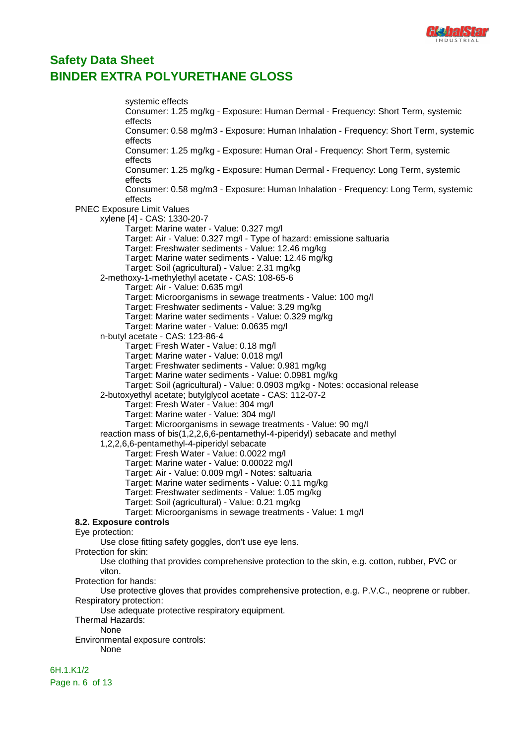systemic effects
Consumer: 1.25 mg/kg - Exposure: Human Dermal - Frequency: Short Term, systemic effects
Consumer: 0.58 mg/m3 - Exposure: Human Inhalation - Frequency: Short Term, systemic effects
Consumer: 1.25 mg/kg - Exposure: Human Oral - Frequency: Short Term, systemic effects
Consumer: 1.25 mg/kg - Exposure: Human Dermal - Frequency: Long Term, systemic effects
Consumer: 0.58 mg/m3 - Exposure: Human Inhalation - Frequency: Long Term, systemic effects

PNEC Exposure Limit Values

xylene [4] - CAS: 1330-20-7
- Target: Marine water - Value: 0.327 mg/l
- Target: Air - Value: 0.327 mg/l - Type of hazard: emissione saltuaria
- Target: Freshwater sediments - Value: 12.46 mg/kg
- Target: Marine water sediments - Value: 12.46 mg/kg
- Target: Soil (agricultural) - Value: 2.31 mg/kg

2-methoxy-1-methylethyl acetate - CAS: 108-65-6
- Target: Air - Value: 0.635 mg/l
- Target: Microorganisms in sewage treatments - Value: 100 mg/l
- Target: Freshwater sediments - Value: 3.29 mg/kg
- Target: Marine water sediments - Value: 0.329 mg/kg
- Target: Marine water - Value: 0.0635 mg/l

n-butyl acetate - CAS: 123-86-4
- Target: Fresh Water - Value: 0.18 mg/l
- Target: Marine water - Value: 0.018 mg/l
- Target: Freshwater sediments - Value: 0.981 mg/kg
- Target: Marine water sediments - Value: 0.0981 mg/kg
- Target: Soil (agricultural) - Value: 0.0903 mg/kg - Notes: occasional release

2-butoxyethyl acetate; butylglycol acetate - CAS: 112-07-2
- Target: Fresh Water - Value: 304 mg/l
- Target: Marine water - Value: 304 mg/l
- Target: Microorganisms in sewage treatments - Value: 90 mg/l

reaction mass of bis(1,2,2,6,6-pentamethyl-4-piperidyl) sebacate and methyl 1,2,2,6,6-pentamethyl-4-piperidyl sebacate
- Target: Fresh Water - Value: 0.0022 mg/l
- Target: Marine water - Value: 0.00022 mg/l
- Target: Air - Value: 0.009 mg/l - Notes: saltuaria
- Target: Marine water sediments - Value: 0.11 mg/kg
- Target: Freshwater sediments - Value: 1.05 mg/kg
- Target: Soil (agricultural) - Value: 0.21 mg/kg
- Target: Microorganisms in sewage treatments - Value: 1 mg/l

**8.2. Exposure controls**

Eye protection:
Use close fitting safety goggles, don't use eye lens.

Protection for skin:
Use clothing that provides comprehensive protection to the skin, e.g. cotton, rubber, PVC or viton.

Protection for hands:
Use protective gloves that provides comprehensive protection, e.g. P.V.C., neoprene or rubber.

Respiratory protection:
Use adequate protective respiratory equipment.

Thermal Hazards:
None

Environmental exposure controls:
None

6H.1.K1/2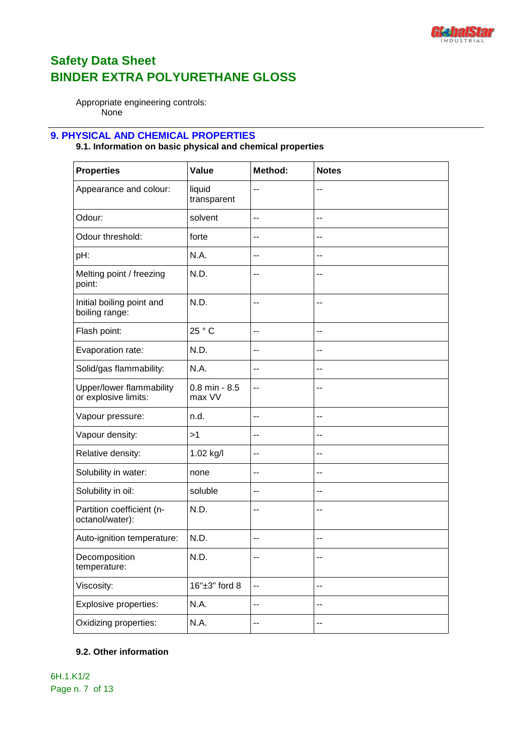Appropriate engineering controls:
None

## 9. PHYSICAL AND CHEMICAL PROPERTIES

### 9.1. Information on basic physical and chemical properties

| Properties | Value | Method: | Notes |
|---|---|---|---|
| Appearance and colour: | liquid transparent | -- | -- |
| Odour: | solvent | -- | -- |
| Odour threshold: | forte | -- | -- |
| pH: | N.A. | -- | -- |
| Melting point / freezing point: | N.D. | -- | -- |
| Initial boiling point and boiling range: | N.D. | -- | -- |
| Flash point: | 25 ° C | -- | -- |
| Evaporation rate: | N.D. | -- | -- |
| Solid/gas flammability: | N.A. | -- | -- |
| Upper/lower flammability or explosive limits: | 0.8 min - 8.5 max VV | -- | -- |
| Vapour pressure: | n.d. | -- | -- |
| Vapour density: | >1 | -- | -- |
| Relative density: | 1.02 kg/l | -- | -- |
| Solubility in water: | none | -- | -- |
| Solubility in oil: | soluble | -- | -- |
| Partition coefficient (n-octanol/water): | N.D. | -- | -- |
| Auto-ignition temperature: | N.D. | -- | -- |
| Decomposition temperature: | N.D. | -- | -- |
| Viscosity: | 16"±3" ford 8 | -- | -- |
| Explosive properties: | N.A. | -- | -- |
| Oxidizing properties: | N.A. | -- | -- |

### 9.2. Other information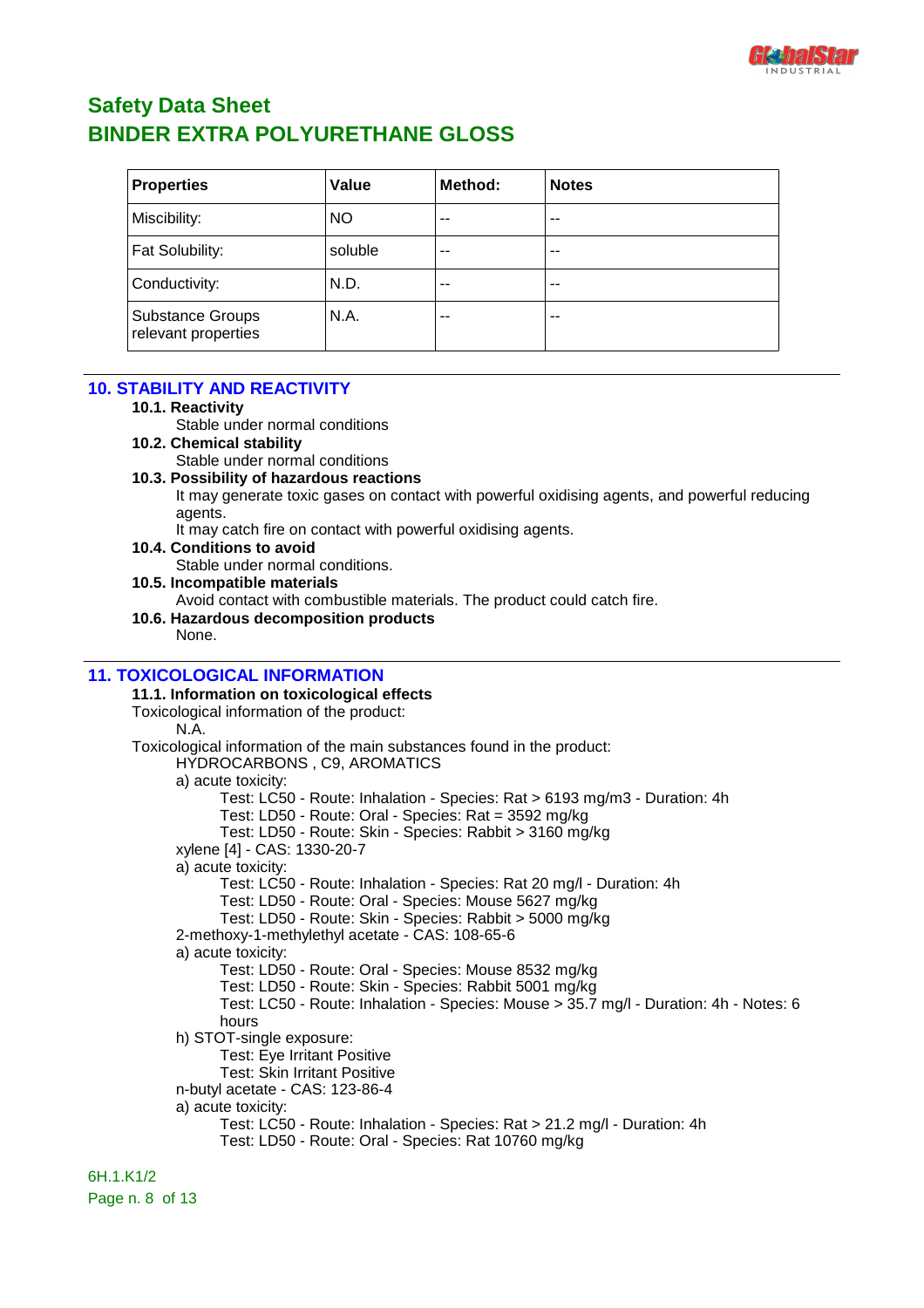# Safety Data Sheet
# BINDER EXTRA POLYURETHANE GLOSS

| Properties | Value | Method: | Notes |
|---|---|---|---|
| Miscibility: | NO | -- | -- |
| Fat Solubility: | soluble | -- | -- |
| Conductivity: | N.D. | -- | -- |
| Substance Groups relevant properties | N.A. | -- | -- |

## 10. STABILITY AND REACTIVITY

**10.1. Reactivity**

Stable under normal conditions

**10.2. Chemical stability**

Stable under normal conditions

**10.3. Possibility of hazardous reactions**

It may generate toxic gases on contact with powerful oxidising agents, and powerful reducing agents.

It may catch fire on contact with powerful oxidising agents.

**10.4. Conditions to avoid**

Stable under normal conditions.

**10.5. Incompatible materials**

Avoid contact with combustible materials. The product could catch fire.

**10.6. Hazardous decomposition products**

None.

## 11. TOXICOLOGICAL INFORMATION

**11.1. Information on toxicological effects**

Toxicological information of the product:

N.A.

Toxicological information of the main substances found in the product:

HYDROCARBONS , C9, AROMATICS

a) acute toxicity:

Test: LC50 - Route: Inhalation - Species: Rat > 6193 mg/m3 - Duration: 4h

Test: LD50 - Route: Oral - Species: Rat = 3592 mg/kg

Test: LD50 - Route: Skin - Species: Rabbit > 3160 mg/kg

xylene [4] - CAS: 1330-20-7

a) acute toxicity:

Test: LC50 - Route: Inhalation - Species: Rat 20 mg/l - Duration: 4h

Test: LD50 - Route: Oral - Species: Mouse 5627 mg/kg

Test: LD50 - Route: Skin - Species: Rabbit > 5000 mg/kg

2-methoxy-1-methylethyl acetate - CAS: 108-65-6

a) acute toxicity:

Test: LD50 - Route: Oral - Species: Mouse 8532 mg/kg

Test: LD50 - Route: Skin - Species: Rabbit 5001 mg/kg

Test: LC50 - Route: Inhalation - Species: Mouse > 35.7 mg/l - Duration: 4h - Notes: 6 hours

h) STOT-single exposure:

Test: Eye Irritant Positive

Test: Skin Irritant Positive

n-butyl acetate - CAS: 123-86-4

a) acute toxicity:

Test: LC50 - Route: Inhalation - Species: Rat > 21.2 mg/l - Duration: 4h

Test: LD50 - Route: Oral - Species: Rat 10760 mg/kg

6H.1.K1/2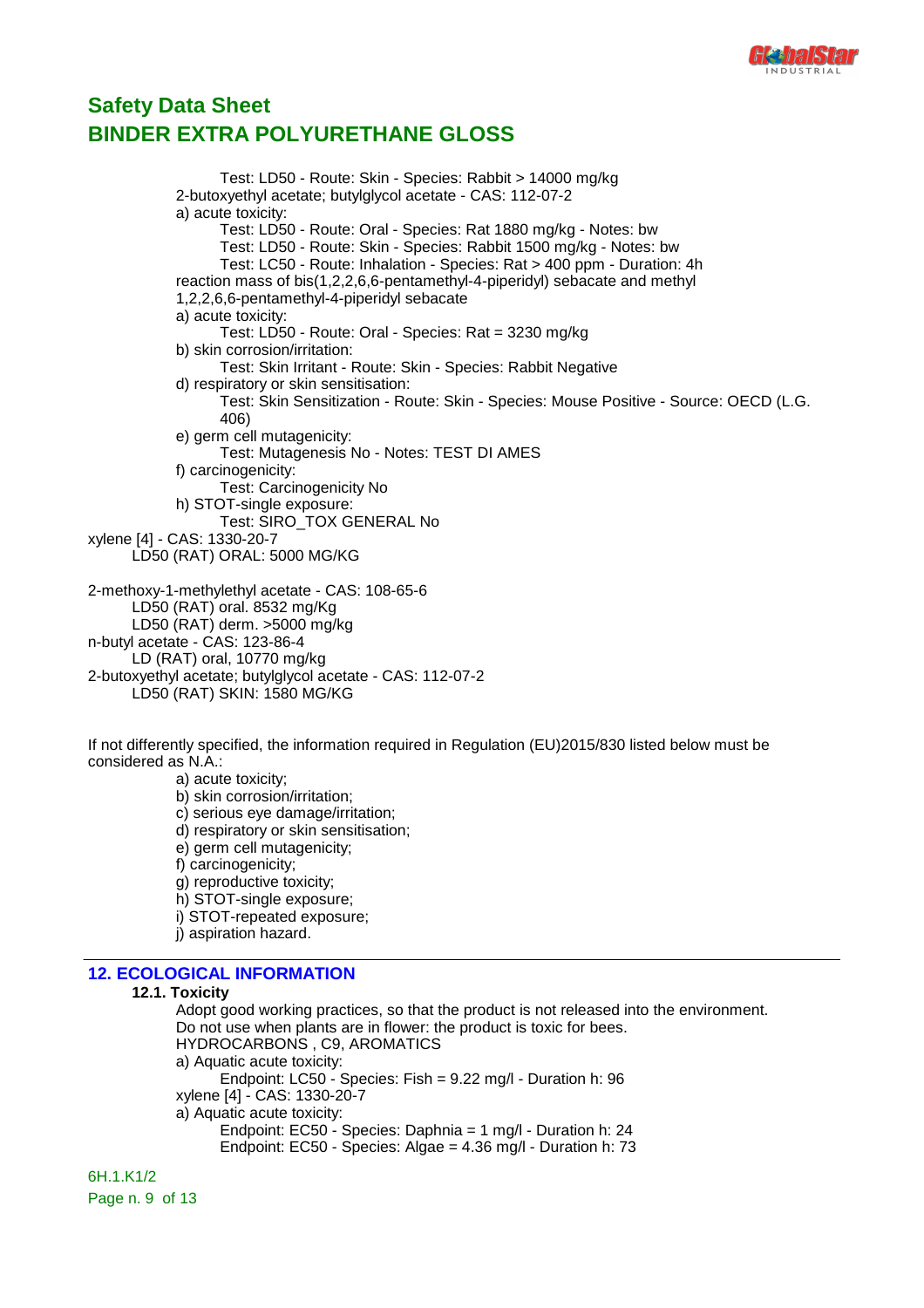Test: LD50 - Route: Skin - Species: Rabbit > 14000 mg/kg

2-butoxyethyl acetate; butylglycol acetate - CAS: 112-07-2

a) acute toxicity:

Test: LD50 - Route: Oral - Species: Rat 1880 mg/kg - Notes: bw

Test: LD50 - Route: Skin - Species: Rabbit 1500 mg/kg - Notes: bw

Test: LC50 - Route: Inhalation - Species: Rat > 400 ppm - Duration: 4h

reaction mass of bis(1,2,2,6,6-pentamethyl-4-piperidyl) sebacate and methyl 1,2,2,6,6-pentamethyl-4-piperidyl sebacate

a) acute toxicity:

Test: LD50 - Route: Oral - Species: Rat = 3230 mg/kg

b) skin corrosion/irritation:

Test: Skin Irritant - Route: Skin - Species: Rabbit Negative

d) respiratory or skin sensitisation:

Test: Skin Sensitization - Route: Skin - Species: Mouse Positive - Source: OECD (L.G. 406)

e) germ cell mutagenicity:

Test: Mutagenesis No - Notes: TEST DI AMES

f) carcinogenicity:

Test: Carcinogenicity No

h) STOT-single exposure:

Test: SIRO_TOX GENERAL No

xylene [4] - CAS: 1330-20-7

LD50 (RAT) ORAL: 5000 MG/KG

2-methoxy-1-methylethyl acetate - CAS: 108-65-6

LD50 (RAT) oral. 8532 mg/Kg

LD50 (RAT) derm. >5000 mg/kg

n-butyl acetate - CAS: 123-86-4

LD (RAT) oral, 10770 mg/kg

2-butoxyethyl acetate; butylglycol acetate - CAS: 112-07-2

LD50 (RAT) SKIN: 1580 MG/KG

If not differently specified, the information required in Regulation (EU)2015/830 listed below must be considered as N.A.:

a) acute toxicity;
b) skin corrosion/irritation;
c) serious eye damage/irritation;
d) respiratory or skin sensitisation;
e) germ cell mutagenicity;
f) carcinogenicity;
g) reproductive toxicity;
h) STOT-single exposure;
i) STOT-repeated exposure;
j) aspiration hazard.

## 12. ECOLOGICAL INFORMATION

### 12.1. Toxicity

Adopt good working practices, so that the product is not released into the environment.
Do not use when plants are in flower: the product is toxic for bees.

HYDROCARBONS , C9, AROMATICS

a) Aquatic acute toxicity:

Endpoint: LC50 - Species: Fish = 9.22 mg/l - Duration h: 96

xylene [4] - CAS: 1330-20-7

a) Aquatic acute toxicity:

Endpoint: EC50 - Species: Daphnia = 1 mg/l - Duration h: 24

Endpoint: EC50 - Species: Algae = 4.36 mg/l - Duration h: 73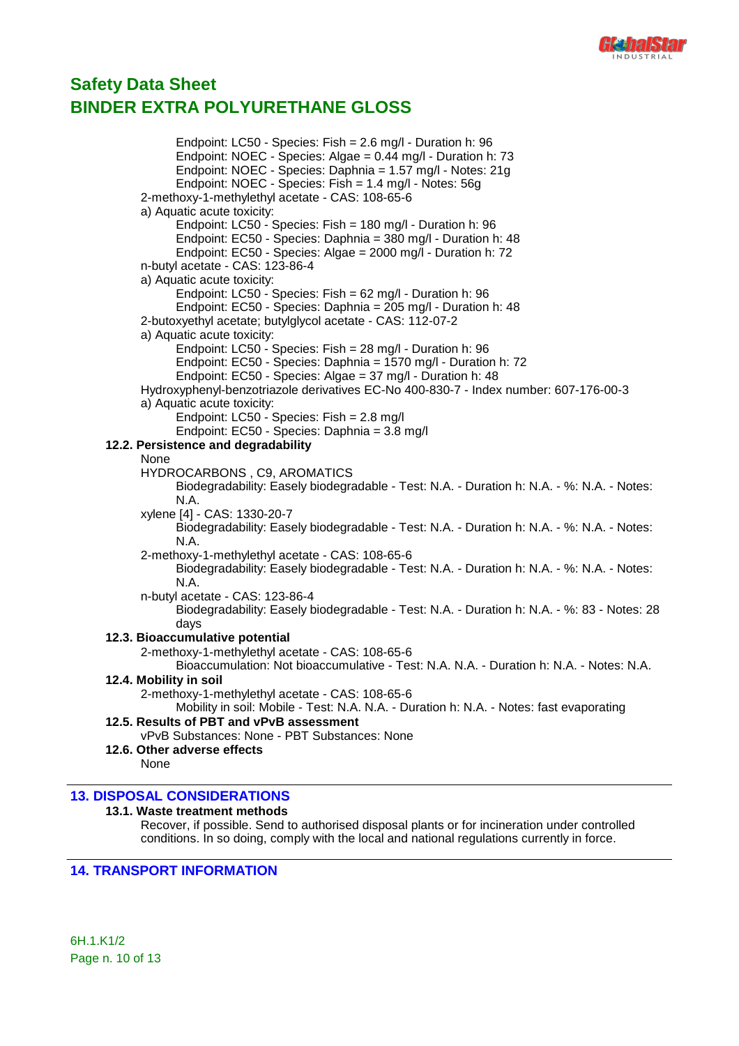Endpoint: LC50 - Species: Fish = 2.6 mg/l - Duration h: 96
Endpoint: NOEC - Species: Algae = 0.44 mg/l - Duration h: 73
Endpoint: NOEC - Species: Daphnia = 1.57 mg/l - Notes: 21g
Endpoint: NOEC - Species: Fish = 1.4 mg/l - Notes: 56g

2-methoxy-1-methylethyl acetate - CAS: 108-65-6

a) Aquatic acute toxicity:

Endpoint: LC50 - Species: Fish = 180 mg/l - Duration h: 96
Endpoint: EC50 - Species: Daphnia = 380 mg/l - Duration h: 48
Endpoint: EC50 - Species: Algae = 2000 mg/l - Duration h: 72

n-butyl acetate - CAS: 123-86-4

a) Aquatic acute toxicity:

Endpoint: LC50 - Species: Fish = 62 mg/l - Duration h: 96
Endpoint: EC50 - Species: Daphnia = 205 mg/l - Duration h: 48

2-butoxyethyl acetate; butylglycol acetate - CAS: 112-07-2

a) Aquatic acute toxicity:

Endpoint: LC50 - Species: Fish = 28 mg/l - Duration h: 96
Endpoint: EC50 - Species: Daphnia = 1570 mg/l - Duration h: 72
Endpoint: EC50 - Species: Algae = 37 mg/l - Duration h: 48

Hydroxyphenyl-benzotriazole derivatives EC-No 400-830-7 - Index number: 607-176-00-3

a) Aquatic acute toxicity:

Endpoint: LC50 - Species: Fish = 2.8 mg/l
Endpoint: EC50 - Species: Daphnia = 3.8 mg/l

### 12.2. Persistence and degradability

None

HYDROCARBONS , C9, AROMATICS

Biodegradability: Easely biodegradable - Test: N.A. - Duration h: N.A. - %: N.A. - Notes: N.A.

xylene [4] - CAS: 1330-20-7

Biodegradability: Easely biodegradable - Test: N.A. - Duration h: N.A. - %: N.A. - Notes: N.A.

2-methoxy-1-methylethyl acetate - CAS: 108-65-6

Biodegradability: Easely biodegradable - Test: N.A. - Duration h: N.A. - %: N.A. - Notes: N.A.

n-butyl acetate - CAS: 123-86-4

Biodegradability: Easely biodegradable - Test: N.A. - Duration h: N.A. - %: 83 - Notes: 28 days

### 12.3. Bioaccumulative potential

2-methoxy-1-methylethyl acetate - CAS: 108-65-6

Bioaccumulation: Not bioaccumulative - Test: N.A. N.A. - Duration h: N.A. - Notes: N.A.

### 12.4. Mobility in soil

2-methoxy-1-methylethyl acetate - CAS: 108-65-6

Mobility in soil: Mobile - Test: N.A. N.A. - Duration h: N.A. - Notes: fast evaporating

### 12.5. Results of PBT and vPvB assessment

vPvB Substances: None - PBT Substances: None

### 12.6. Other adverse effects

None

## 13. DISPOSAL CONSIDERATIONS

### 13.1. Waste treatment methods

Recover, if possible. Send to authorised disposal plants or for incineration under controlled conditions. In so doing, comply with the local and national regulations currently in force.

## 14. TRANSPORT INFORMATION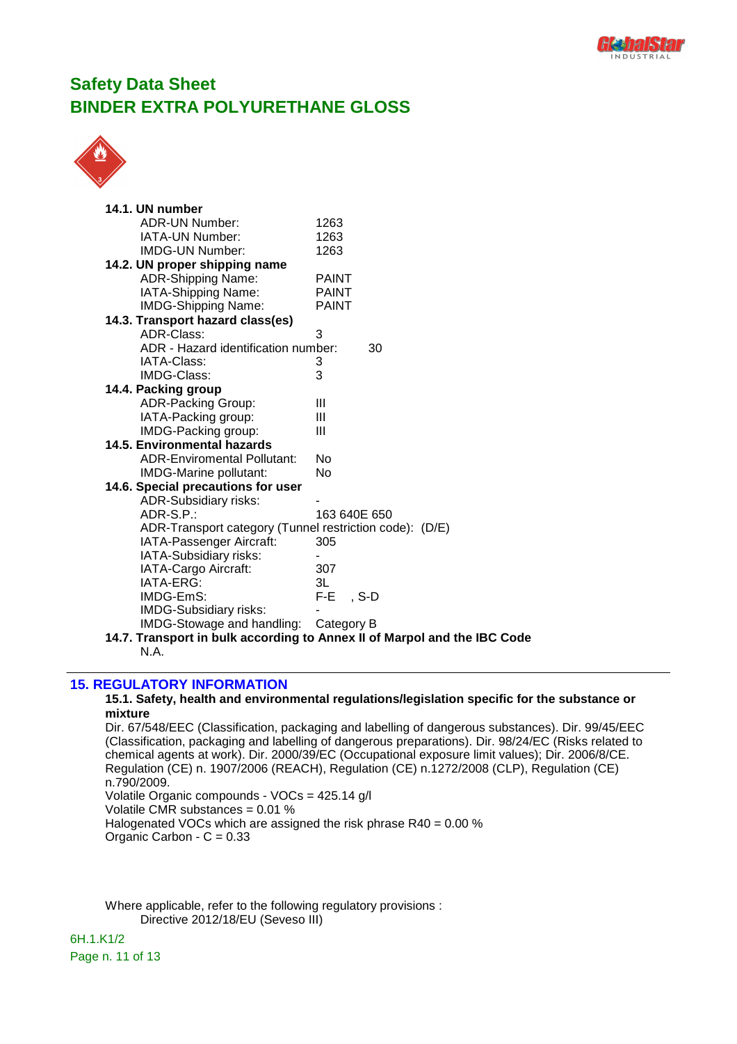Safety Data Sheet

BINDER EXTRA POLYURETHANE GLOSS

**14.1. UN number**

| | |
|---|---|
| ADR-UN Number: | 1263 |
| IATA-UN Number: | 1263 |
| IMDG-UN Number: | 1263 |

**14.2. UN proper shipping name**

| | |
|---|---|
| ADR-Shipping Name: | PAINT |
| IATA-Shipping Name: | PAINT |
| IMDG-Shipping Name: | PAINT |

**14.3. Transport hazard class(es)**

| | |
|---|---|
| ADR-Class: | 3 |
| ADR - Hazard identification number: | 30 |
| IATA-Class: | 3 |
| IMDG-Class: | 3 |

**14.4. Packing group**

| | |
|---|---|
| ADR-Packing Group: | III |
| IATA-Packing group: | III |
| IMDG-Packing group: | III |

**14.5. Environmental hazards**

| | |
|---|---|
| ADR-Enviromental Pollutant: | No |
| IMDG-Marine pollutant: | No |

**14.6. Special precautions for user**

| | |
|---|---|
| ADR-Subsidiary risks: | - |
| ADR-S.P.: | 163 640E 650 |
| ADR-Transport category (Tunnel restriction code): | (D/E) |
| IATA-Passenger Aircraft: | 305 |
| IATA-Subsidiary risks: | - |
| IATA-Cargo Aircraft: | 307 |
| IATA-ERG: | 3L |
| IMDG-EmS: | F-E , S-D |
| IMDG-Subsidiary risks: | - |
| IMDG-Stowage and handling: | Category B |

**14.7. Transport in bulk according to Annex II of Marpol and the IBC Code**

N.A.

## 15. REGULATORY INFORMATION

**15.1. Safety, health and environmental regulations/legislation specific for the substance or mixture**

Dir. 67/548/EEC (Classification, packaging and labelling of dangerous substances). Dir. 99/45/EEC (Classification, packaging and labelling of dangerous preparations). Dir. 98/24/EC (Risks related to chemical agents at work). Dir. 2000/39/EC (Occupational exposure limit values); Dir. 2006/8/CE. Regulation (CE) n. 1907/2006 (REACH), Regulation (CE) n.1272/2008 (CLP), Regulation (CE) n.790/2009.

Volatile Organic compounds - VOCs = 425.14 g/l

Volatile CMR substances = 0.01 %

Halogenated VOCs which are assigned the risk phrase R40 = 0.00 %

Organic Carbon - C = 0.33

Where applicable, refer to the following regulatory provisions :

Directive 2012/18/EU (Seveso III)

6H.1.K1/2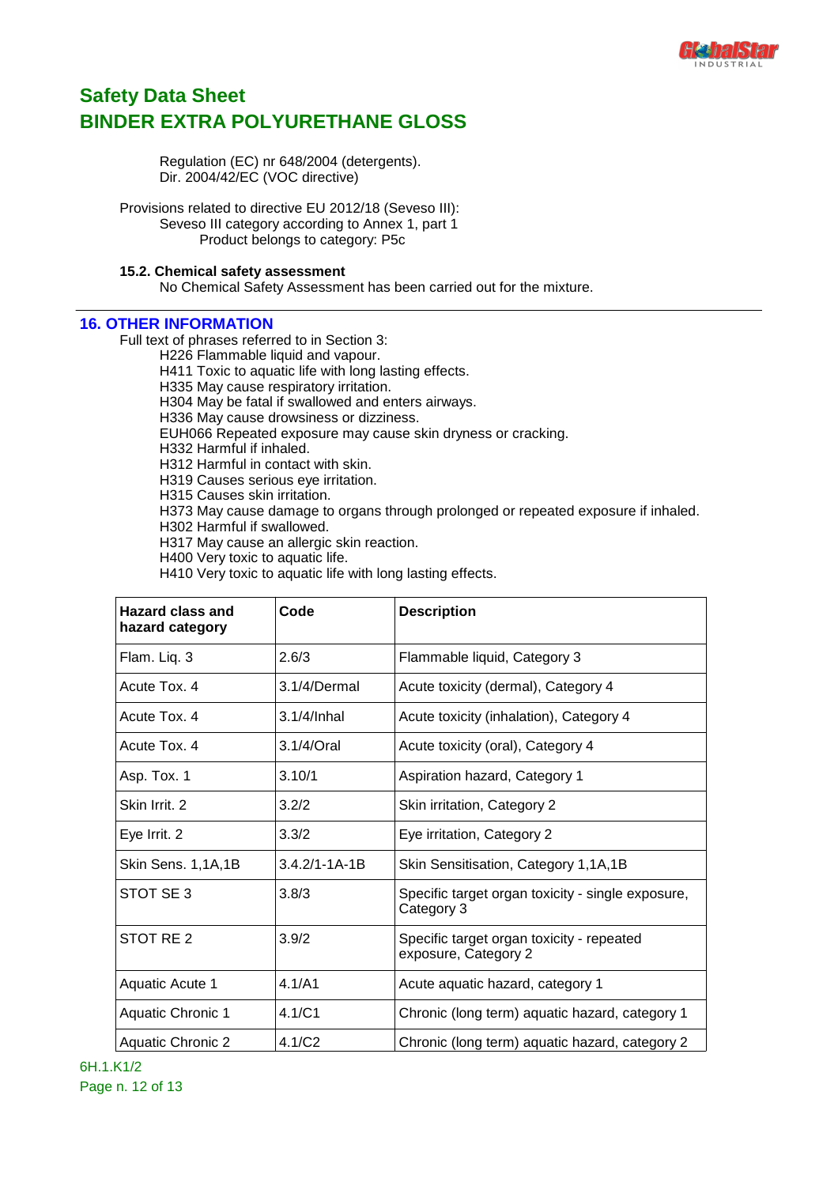Regulation (EC) nr 648/2004 (detergents).
Dir. 2004/42/EC (VOC directive)

Provisions related to directive EU 2012/18 (Seveso III):
Seveso III category according to Annex 1, part 1
Product belongs to category: P5c

**15.2. Chemical safety assessment**

No Chemical Safety Assessment has been carried out for the mixture.

## 16. OTHER INFORMATION

Full text of phrases referred to in Section 3:

H226 Flammable liquid and vapour.
H411 Toxic to aquatic life with long lasting effects.
H335 May cause respiratory irritation.
H304 May be fatal if swallowed and enters airways.
H336 May cause drowsiness or dizziness.
EUH066 Repeated exposure may cause skin dryness or cracking.
H332 Harmful if inhaled.
H312 Harmful in contact with skin.
H319 Causes serious eye irritation.
H315 Causes skin irritation.
H373 May cause damage to organs through prolonged or repeated exposure if inhaled.
H302 Harmful if swallowed.
H317 May cause an allergic skin reaction.
H400 Very toxic to aquatic life.
H410 Very toxic to aquatic life with long lasting effects.

| Hazard class and hazard category | Code | Description |
|---|---|---|
| Flam. Liq. 3 | 2.6/3 | Flammable liquid, Category 3 |
| Acute Tox. 4 | 3.1/4/Dermal | Acute toxicity (dermal), Category 4 |
| Acute Tox. 4 | 3.1/4/Inhal | Acute toxicity (inhalation), Category 4 |
| Acute Tox. 4 | 3.1/4/Oral | Acute toxicity (oral), Category 4 |
| Asp. Tox. 1 | 3.10/1 | Aspiration hazard, Category 1 |
| Skin Irrit. 2 | 3.2/2 | Skin irritation, Category 2 |
| Eye Irrit. 2 | 3.3/2 | Eye irritation, Category 2 |
| Skin Sens. 1,1A,1B | 3.4.2/1-1A-1B | Skin Sensitisation, Category 1,1A,1B |
| STOT SE 3 | 3.8/3 | Specific target organ toxicity - single exposure, Category 3 |
| STOT RE 2 | 3.9/2 | Specific target organ toxicity - repeated exposure, Category 2 |
| Aquatic Acute 1 | 4.1/A1 | Acute aquatic hazard, category 1 |
| Aquatic Chronic 1 | 4.1/C1 | Chronic (long term) aquatic hazard, category 1 |
| Aquatic Chronic 2 | 4.1/C2 | Chronic (long term) aquatic hazard, category 2 |

6H.1.K1/2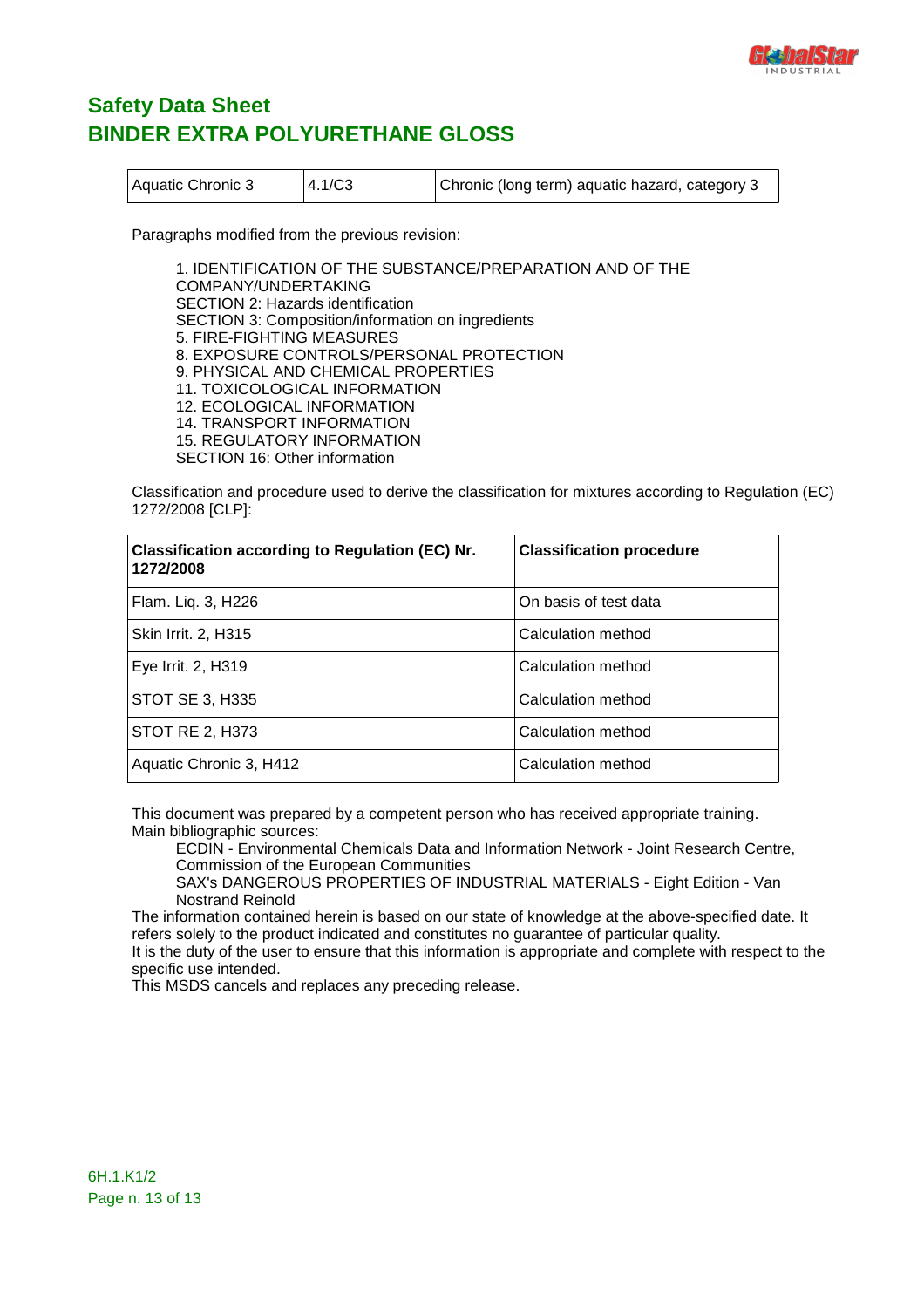| | | |
|---|---|---|
| Aquatic Chronic 3 | 4.1/C3 | Chronic (long term) aquatic hazard, category 3 |

Paragraphs modified from the previous revision:

1. IDENTIFICATION OF THE SUBSTANCE/PREPARATION AND OF THE COMPANY/UNDERTAKING
SECTION 2: Hazards identification
SECTION 3: Composition/information on ingredients
5. FIRE-FIGHTING MEASURES
8. EXPOSURE CONTROLS/PERSONAL PROTECTION
9. PHYSICAL AND CHEMICAL PROPERTIES
11. TOXICOLOGICAL INFORMATION
12. ECOLOGICAL INFORMATION
14. TRANSPORT INFORMATION
15. REGULATORY INFORMATION
SECTION 16: Other information

Classification and procedure used to derive the classification for mixtures according to Regulation (EC) 1272/2008 [CLP]:

| **Classification according to Regulation (EC) Nr. 1272/2008** | **Classification procedure** |
|---|---|
| Flam. Liq. 3, H226 | On basis of test data |
| Skin Irrit. 2, H315 | Calculation method |
| Eye Irrit. 2, H319 | Calculation method |
| STOT SE 3, H335 | Calculation method |
| STOT RE 2, H373 | Calculation method |
| Aquatic Chronic 3, H412 | Calculation method |

This document was prepared by a competent person who has received appropriate training.
Main bibliographic sources:

ECDIN - Environmental Chemicals Data and Information Network - Joint Research Centre, Commission of the European Communities
SAX's DANGEROUS PROPERTIES OF INDUSTRIAL MATERIALS - Eight Edition - Van Nostrand Reinold

The information contained herein is based on our state of knowledge at the above-specified date. It refers solely to the product indicated and constitutes no guarantee of particular quality.
It is the duty of the user to ensure that this information is appropriate and complete with respect to the specific use intended.
This MSDS cancels and replaces any preceding release.